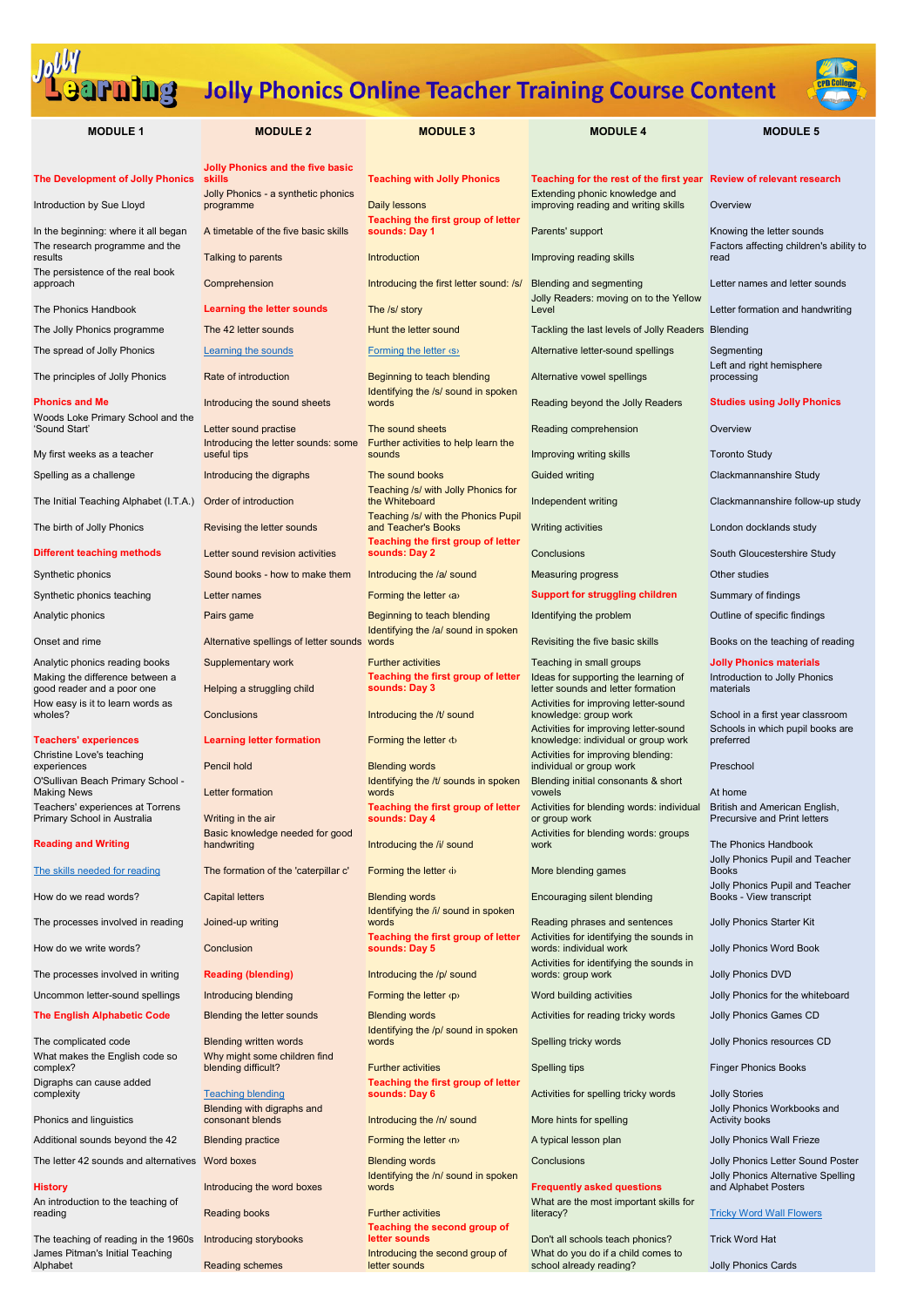# Jolly Phonics Online Teacher Training Course Content

| MODULE 1 | MODULE 2 | MODULE 3 | MODULE 4 | MODULE 5 |
|---|---|---|---|---|
| **The Development of Jolly Phonics** | **Jolly Phonics and the five basic skills** | **Teaching with Jolly Phonics** | **Teaching for the rest of the first year** | **Review of relevant research** |
| Introduction by Sue Lloyd | Jolly Phonics - a synthetic phonics programme | Daily lessons | Extending phonic knowledge and improving reading and writing skills | Overview |
| In the beginning: where it all began | A timetable of the five basic skills | **Teaching the first group of letter sounds: Day 1** | Parents' support | Knowing the letter sounds |
| The research programme and the results | Talking to parents | Introduction | Improving reading skills | Factors affecting children's ability to read |
| The persistence of the real book approach | Comprehension | Introducing the first letter sound: /s/ | Blending and segmenting | Letter names and letter sounds |
| The Phonics Handbook | **Learning the letter sounds** | The /s/ story | Jolly Readers: moving on to the Yellow Level | Letter formation and handwriting |
| The Jolly Phonics programme | The 42 letter sounds | Hunt the letter sound | Tackling the last levels of Jolly Readers | Blending |
| The spread of Jolly Phonics | Learning the sounds | Forming the letter ‹s› | Alternative letter-sound spellings | Segmenting |
| The principles of Jolly Phonics | Rate of introduction | Beginning to teach blending | Alternative vowel spellings | Left and right hemisphere processing |
| **Phonics and Me** | Introducing the sound sheets | Identifying the /s/ sound in spoken words | Reading beyond the Jolly Readers | **Studies using Jolly Phonics** |
| Woods Loke Primary School and the 'Sound Start' | Letter sound practise | The sound sheets | Reading comprehension | Overview |
| My first weeks as a teacher | Introducing the letter sounds: some useful tips | Further activities to help learn the sounds | Improving writing skills | Toronto Study |
| Spelling as a challenge | Introducing the digraphs | The sound books | Guided writing | Clackmannanshire Study |
| The Initial Teaching Alphabet (I.T.A.) | Order of introduction | Teaching /s/ with Jolly Phonics for the Whiteboard | Independent writing | Clackmannanshire follow-up study |
| The birth of Jolly Phonics | Revising the letter sounds | Teaching /s/ with the Phonics Pupil and Teacher's Books | Writing activities | London docklands study |
| **Different teaching methods** | Letter sound revision activities | **Teaching the first group of letter sounds: Day 2** | Conclusions | South Gloucestershire Study |
| Synthetic phonics | Sound books - how to make them | Introducing the /a/ sound | Measuring progress | Other studies |
| Synthetic phonics teaching | Letter names | Forming the letter ‹a› | **Support for struggling children** | Summary of findings |
| Analytic phonics | Pairs game | Beginning to teach blending | Identifying the problem | Outline of specific findings |
| Onset and rime | Alternative spellings of letter sounds | Identifying the /a/ sound in spoken words | Revisiting the five basic skills | Books on the teaching of reading |
| Analytic phonics reading books | Supplementary work | Further activities | Teaching in small groups | **Jolly Phonics materials** |
| Making the difference between a good reader and a poor one | Helping a struggling child | **Teaching the first group of letter sounds: Day 3** | Ideas for supporting the learning of letter sounds and letter formation | Introduction to Jolly Phonics materials |
| How easy is it to learn words as wholes? | Conclusions | Introducing the /t/ sound | Activities for improving letter-sound knowledge: group work | School in a first year classroom |
| **Teachers' experiences** | **Learning letter formation** | Forming the letter ‹t› | Activities for improving letter-sound knowledge: individual or group work | Schools in which pupil books are preferred |
| Christine Love's teaching experiences | Pencil hold | Blending words | Activities for improving blending: individual or group work | Preschool |
| O'Sullivan Beach Primary School - Making News | Letter formation | Identifying the /t/ sounds in spoken words | Blending initial consonants & short vowels | At home |
| Teachers' experiences at Torrens Primary School in Australia | Writing in the air | **Teaching the first group of letter sounds: Day 4** | Activities for blending words: individual or group work | British and American English, Precursive and Print letters |
| **Reading and Writing** | Basic knowledge needed for good handwriting | Introducing the /i/ sound | Activities for blending words: groups work | The Phonics Handbook |
| The skills needed for reading | The formation of the 'caterpillar c' | Forming the letter ‹i› | More blending games | Jolly Phonics Pupil and Teacher Books |
| How do we read words? | Capital letters | Blending words | Encouraging silent blending | Jolly Phonics Pupil and Teacher Books - View transcript |
| The processes involved in reading | Joined-up writing | Identifying the /i/ sound in spoken words | Reading phrases and sentences | Jolly Phonics Starter Kit |
| How do we write words? | Conclusion | **Teaching the first group of letter sounds: Day 5** | Activities for identifying the sounds in words: individual work | Jolly Phonics Word Book |
| The processes involved in writing | **Reading (blending)** | Introducing the /p/ sound | Activities for identifying the sounds in words: group work | Jolly Phonics DVD |
| Uncommon letter-sound spellings | Introducing blending | Forming the letter ‹p› | Word building activities | Jolly Phonics for the whiteboard |
| **The English Alphabetic Code** | Blending the letter sounds | Blending words | Activities for reading tricky words | Jolly Phonics Games CD |
| The complicated code | Blending written words | Identifying the /p/ sound in spoken words | Spelling tricky words | Jolly Phonics resources CD |
| What makes the English code so complex? | Why might some children find blending difficult? | Further activities | Spelling tips | Finger Phonics Books |
| Digraphs can cause added complexity | Teaching blending | **Teaching the first group of letter sounds: Day 6** | Activities for spelling tricky words | Jolly Stories |
| Phonics and linguistics | Blending with digraphs and consonant blends | Introducing the /n/ sound | More hints for spelling | Jolly Phonics Workbooks and Activity books |
| Additional sounds beyond the 42 | Blending practice | Forming the letter ‹n› | A typical lesson plan | Jolly Phonics Wall Frieze |
| The letter 42 sounds and alternatives | Word boxes | Blending words | Conclusions | Jolly Phonics Letter Sound Poster |
| **History** | Introducing the word boxes | Identifying the /n/ sound in spoken words | **Frequently asked questions** | Jolly Phonics Alternative Spelling and Alphabet Posters |
| An introduction to the teaching of reading | Reading books | Further activities | What are the most important skills for literacy? | Tricky Word Wall Flowers |
| The teaching of reading in the 1960s | Introducing storybooks | **Teaching the second group of letter sounds** | Don't all schools teach phonics? | Trick Word Hat |
| James Pitman's Initial Teaching Alphabet | Reading schemes | Introducing the second group of letter sounds | What do you do if a child comes to school already reading? | Jolly Phonics Cards |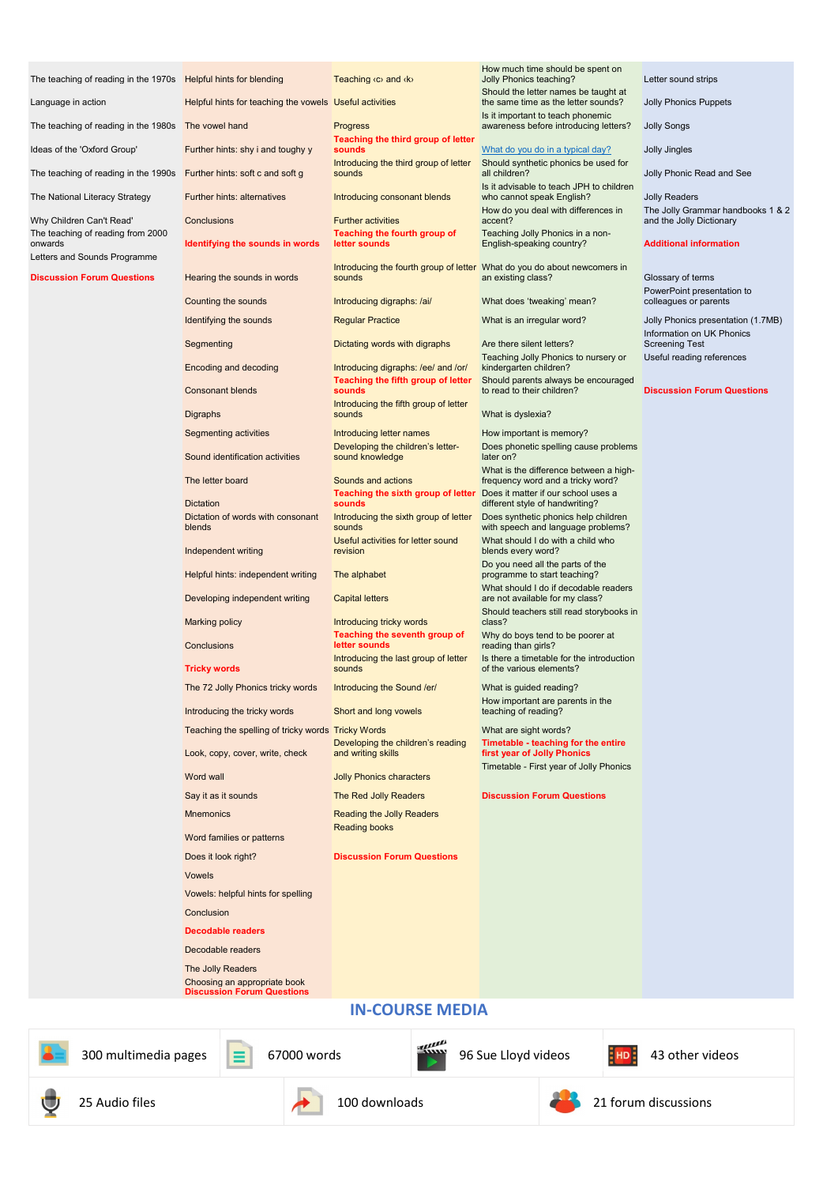The teaching of reading in the 1970s

Language in action

The teaching of reading in the 1980s

Ideas of the 'Oxford Group'

The teaching of reading in the 1990s

The National Literacy Strategy

Why Children Can't Read'

The teaching of reading from 2000 onwards

Letters and Sounds Programme

**Discussion Forum Questions**

Helpful hints for blending

Helpful hints for teaching the vowels

The vowel hand

Further hints: shy i and toughy y

Further hints: soft c and soft g

Further hints: alternatives

Conclusions

**Identifying the sounds in words**

Hearing the sounds in words

Counting the sounds

Identifying the sounds

Segmenting

Encoding and decoding

Consonant blends

Digraphs

Segmenting activities

Sound identification activities

The letter board

Dictation

Dictation of words with consonant blends

Independent writing

Helpful hints: independent writing

Developing independent writing

Marking policy

Conclusions

**Tricky words**

The 72 Jolly Phonics tricky words

Introducing the tricky words

Teaching the spelling of tricky words

Look, copy, cover, write, check

Word wall

Say it as it sounds

Mnemonics

Word families or patterns

Does it look right?

Vowels

Vowels: helpful hints for spelling

Conclusion

**Decodable readers**

Decodable readers

The Jolly Readers

Choosing an appropriate book

**Discussion Forum Questions**

Teaching ‹c› and ‹k›

Useful activities

Progress

**Teaching the third group of letter sounds**

Introducing the third group of letter sounds

Introducing consonant blends

Further activities

**Teaching the fourth group of letter sounds**

Introducing the fourth group of letter sounds

Introducing digraphs: /ai/

Regular Practice

Dictating words with digraphs

Introducing digraphs: /ee/ and /or/

**Teaching the fifth group of letter sounds**

Introducing the fifth group of letter sounds

Introducing letter names

Developing the children's letter-sound knowledge

Sounds and actions

**Teaching the sixth group of letter sounds**

Introducing the sixth group of letter sounds

Useful activities for letter sound revision

The alphabet

Capital letters

Introducing tricky words

**Teaching the seventh group of letter sounds**

Introducing the last group of letter sounds

Introducing the Sound /er/

Short and long vowels

Tricky Words

Developing the children's reading and writing skills

Jolly Phonics characters

The Red Jolly Readers

Reading the Jolly Readers

Reading books

**Discussion Forum Questions**

How much time should be spent on Jolly Phonics teaching?

Should the letter names be taught at the same time as the letter sounds?

Is it important to teach phonemic awareness before introducing letters?

What do you do in a typical day?

Should synthetic phonics be used for all children?

Is it advisable to teach JPH to children who cannot speak English?

How do you deal with differences in accent?

Teaching Jolly Phonics in a non-English-speaking country?

What do you do about newcomers in an existing class?

What does 'tweaking' mean?

What is an irregular word?

Are there silent letters?

Teaching Jolly Phonics to nursery or kindergarten children?

Should parents always be encouraged to read to their children?

What is dyslexia?

How important is memory?

Does phonetic spelling cause problems later on?

What is the difference between a high-frequency word and a tricky word?

Does it matter if our school uses a different style of handwriting?

Does synthetic phonics help children with speech and language problems?

What should I do with a child who blends every word?

Do you need all the parts of the programme to start teaching?

What should I do if decodable readers are not available for my class?

Should teachers still read storybooks in class?

Why do boys tend to be poorer at reading than girls?

Is there a timetable for the introduction of the various elements?

What is guided reading?

How important are parents in the teaching of reading?

What are sight words?

**Timetable - teaching for the entire first year of Jolly Phonics**

Timetable - First year of Jolly Phonics

**Discussion Forum Questions**

Letter sound strips

Jolly Phonics Puppets

Jolly Songs

Jolly Jingles

Jolly Phonic Read and See

Jolly Readers

The Jolly Grammar handbooks 1 & 2 and the Jolly Dictionary

**Additional information**

Glossary of terms

PowerPoint presentation to colleagues or parents

Jolly Phonics presentation (1.7MB)

Information on UK Phonics Screening Test

Useful reading references

**Discussion Forum Questions**

## IN-COURSE MEDIA

| | | | |
|---|---|---|---|
| 300 multimedia pages | 67000 words | 96 Sue Lloyd videos | 43 other videos |
| 25 Audio files | 100 downloads | 21 forum discussions | |